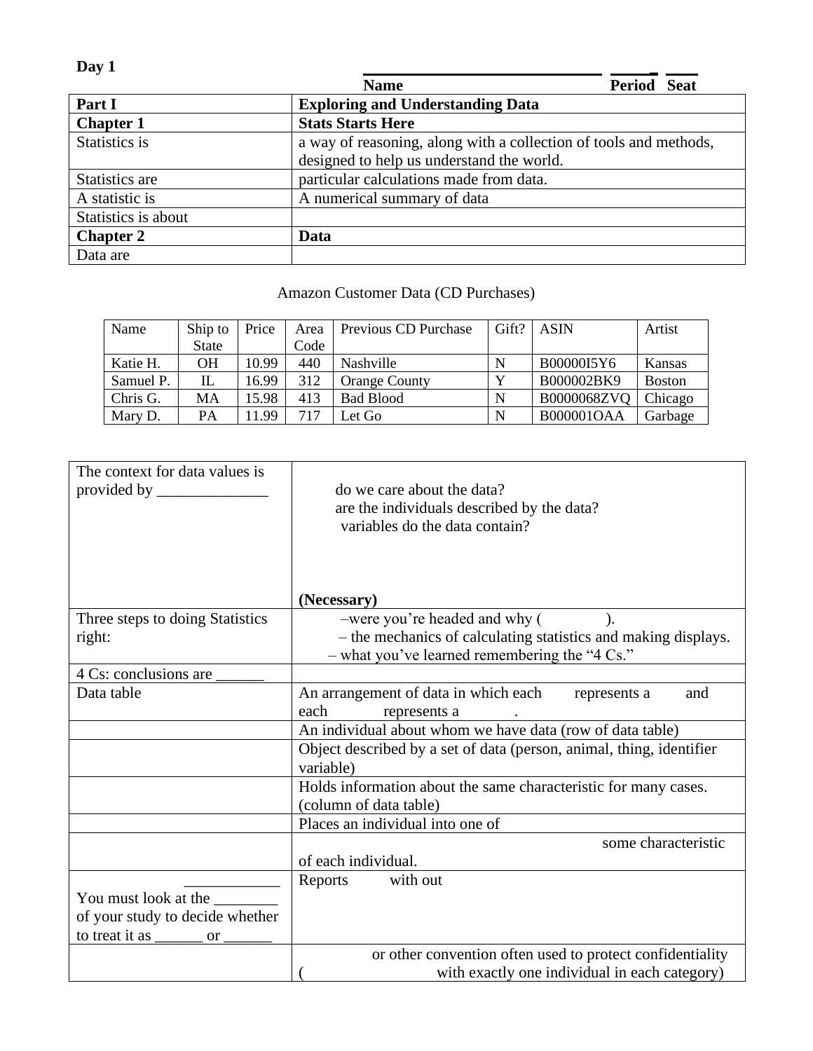**Day 1**

| | Name | Period | Seat |
|---|---|---|---|

| **Part I** | **Exploring and Understanding Data** |
|---|---|
| **Chapter 1** | **Stats Starts Here** |
| Statistics is | a way of reasoning, along with a collection of tools and methods, designed to help us understand the world. |
| Statistics are | particular calculations made from data. |
| A statistic is | A numerical summary of data |
| Statistics is about | |
| **Chapter 2** | **Data** |
| Data are | |

Amazon Customer Data (CD Purchases)

| Name | Ship to State | Price | Area Code | Previous CD Purchase | Gift? | ASIN | Artist |
|---|---|---|---|---|---|---|---|
| Katie H. | OH | 10.99 | 440 | Nashville | N | B00000I5Y6 | Kansas |
| Samuel P. | IL | 16.99 | 312 | Orange County | Y | B000002BK9 | Boston |
| Chris G. | MA | 15.98 | 413 | Bad Blood | N | B0000068ZVQ | Chicago |
| Mary D. | PA | 11.99 | 717 | Let Go | N | B000001OAA | Garbage |

| | |
|---|---|
| The context for data values is provided by ______________ | do we care about the data?<br>are the individuals described by the data?<br>variables do the data contain?<br><br>**(Necessary)** |
| Three steps to doing Statistics right: | –were you're headed and why ( ).<br>– the mechanics of calculating statistics and making displays.<br>– what you've learned remembering the "4 Cs." |
| 4 Cs: conclusions are ______ | |
| Data table | An arrangement of data in which each represents a and each represents a . |
| | An individual about whom we have data (row of data table) |
| | Object described by a set of data (person, animal, thing, identifier variable) |
| | Holds information about the same characteristic for many cases. (column of data table) |
| | Places an individual into one of |
| | some characteristic of each individual. |
| ____________<br>You must look at the ________ of your study to decide whether to treat it as ______ or ______ | Reports with out |
| | or other convention often used to protect confidentiality ( with exactly one individual in each category) |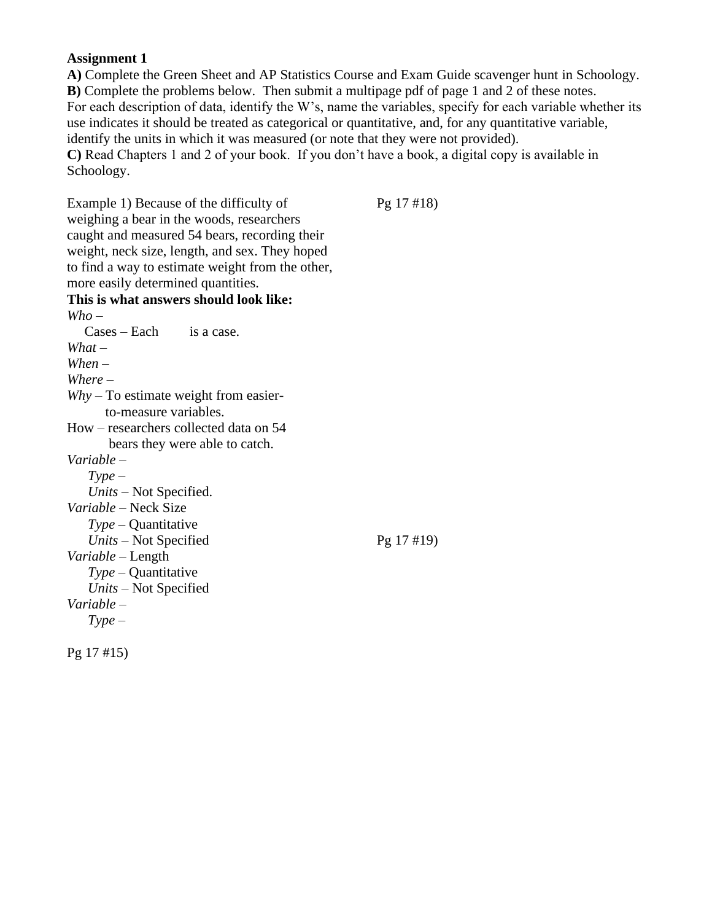**Assignment 1**

**A)** Complete the Green Sheet and AP Statistics Course and Exam Guide scavenger hunt in Schoology.

**B)** Complete the problems below. Then submit a multipage pdf of page 1 and 2 of these notes.

For each description of data, identify the W's, name the variables, specify for each variable whether its use indicates it should be treated as categorical or quantitative, and, for any quantitative variable, identify the units in which it was measured (or note that they were not provided).

**C)** Read Chapters 1 and 2 of your book. If you don't have a book, a digital copy is available in Schoology.

Example 1) Because of the difficulty of weighing a bear in the woods, researchers caught and measured 54 bears, recording their weight, neck size, length, and sex. They hoped to find a way to estimate weight from the other, more easily determined quantities.

**This is what answers should look like:**

*Who* –
  Cases – Each   is a case.
*What* –
*When* –
*Where* –
*Why* – To estimate weight from easier-to-measure variables.
How – researchers collected data on 54 bears they were able to catch.
*Variable* –
  *Type* –
  *Units* – Not Specified.
*Variable* – Neck Size
  *Type* – Quantitative
  *Units* – Not Specified
*Variable* – Length
  *Type* – Quantitative
  *Units* – Not Specified
*Variable* –
  *Type* –

Pg 17 #15)

Pg 17 #18)

Pg 17 #19)